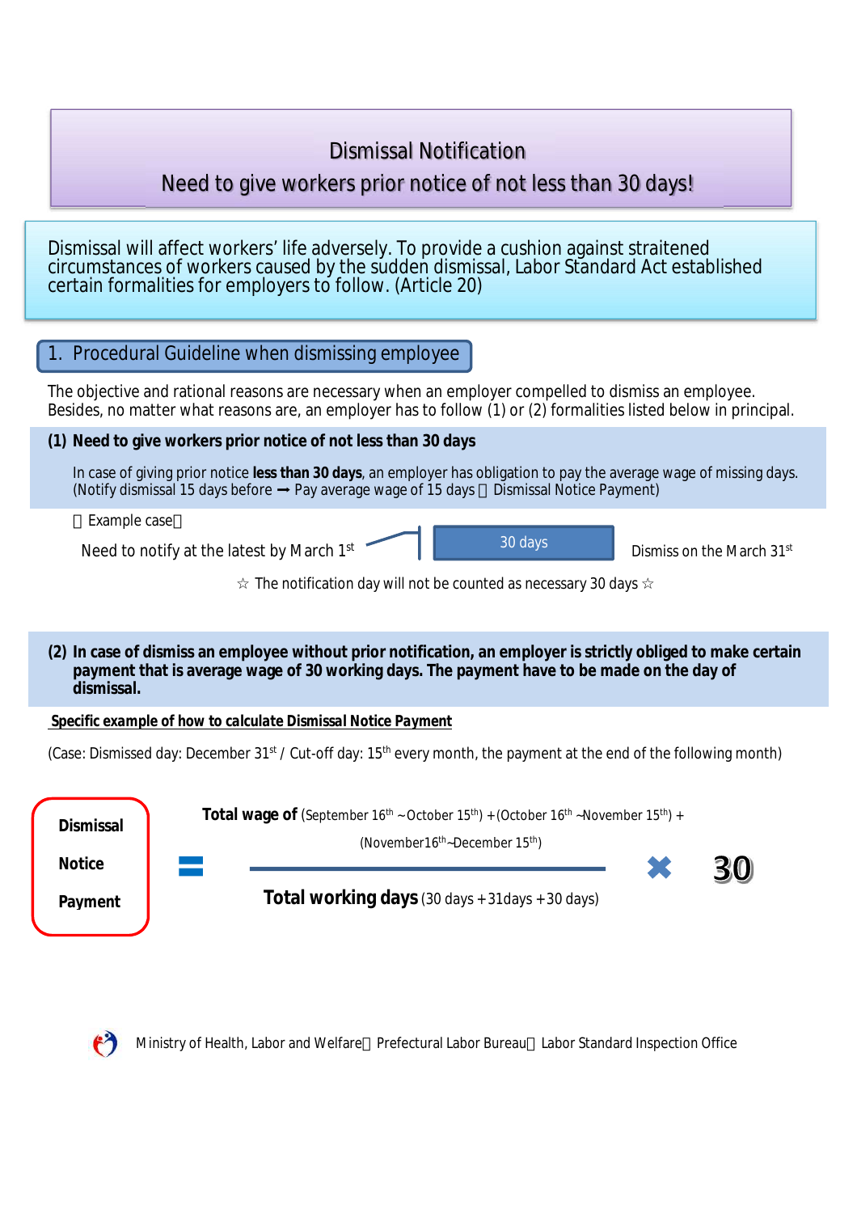# Dismissal Notification

## Need to give workers prior notice of not less than 30 days!

Dismissal will affect workers' life adversely. To provide a cushion against straitened circumstances of workers caused by the sudden dismissal, Labor Standard Act established certain formalities for employers to follow. (Article 20)

## 1. Procedural Guideline when dismissing employee

The objective and rational reasons are necessary when an employer compelled to dismiss an employee. Besides, no matter what reasons are, an employer has to follow (1) or (2) formalities listed below in principal.

### (1) Need to give workers prior notice of not less than 30 days

In case of giving prior notice **less than 30 days**, an employer has obligation to pay the average wage of missing days. (Notify dismissal 15 days before ➞ Pay average wage of 15 days （Dismissal Notice Payment)

（Example case）

Need to notify at the latest by March 1st — 30 days — Dismiss on the March 31st

☆ The notification day will not be counted as necessary 30 days ☆

### (2) In case of dismiss an employee without prior notification, an employer is strictly obliged to make certain payment that is average wage of 30 working days. The payment have to be made on the day of dismissal.

**<u>Specific example of how to calculate Dismissal Notice Payment</u>**

(Case: Dismissed day: December 31st / Cut-off day: 15th every month, the payment at the end of the following month)

**Dismissal Notice Payment** = **Total wage of** (September 16th ~October 15th) +(October 16th ~November 15th) + (November16th~December 15th) / **Total working days** (30 days +31days +30 days) × 30

Ministry of Health, Labor and Welfare・Prefectural Labor Bureau・Labor Standard Inspection Office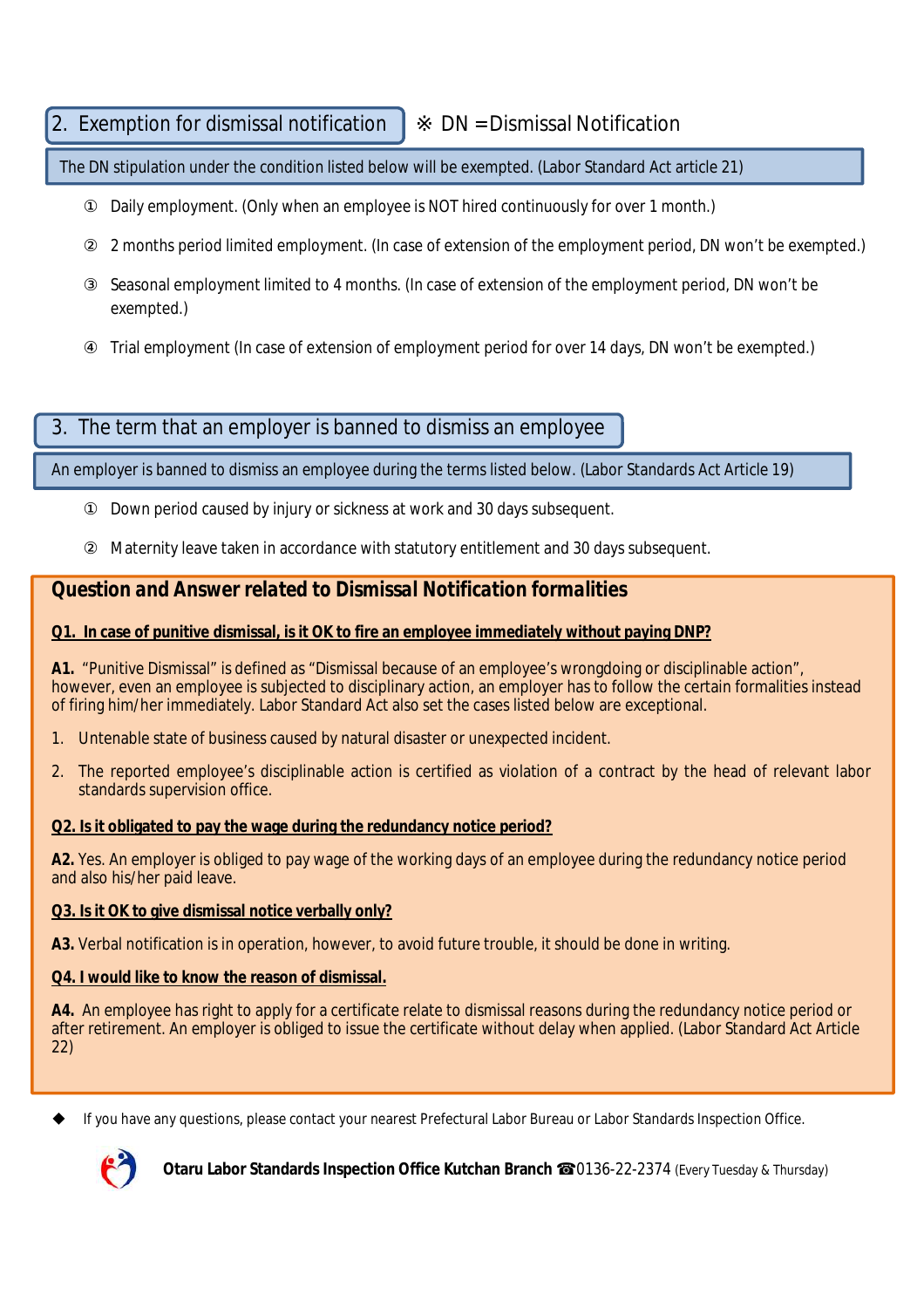## 2. Exemption for dismissal notification

※ DN = Dismissal Notification

The DN stipulation under the condition listed below will be exempted. (Labor Standard Act article 21)

① Daily employment. (Only when an employee is NOT hired continuously for over 1 month.)

② 2 months period limited employment. (In case of extension of the employment period, DN won't be exempted.)

③ Seasonal employment limited to 4 months. (In case of extension of the employment period, DN won't be exempted.)

④ Trial employment (In case of extension of employment period for over 14 days, DN won't be exempted.)

## 3. The term that an employer is banned to dismiss an employee

An employer is banned to dismiss an employee during the terms listed below. (Labor Standards Act Article 19)

① Down period caused by injury or sickness at work and 30 days subsequent.

② Maternity leave taken in accordance with statutory entitlement and 30 days subsequent.

### Question and Answer related to Dismissal Notification formalities

**Q1. In case of punitive dismissal, is it OK to fire an employee immediately without paying DNP?**

**A1.** "Punitive Dismissal" is defined as "Dismissal because of an employee's wrongdoing or disciplinable action", however, even an employee is subjected to disciplinary action, an employer has to follow the certain formalities instead of firing him/her immediately. Labor Standard Act also set the cases listed below are exceptional.

1. Untenable state of business caused by natural disaster or unexpected incident.
2. The reported employee's disciplinable action is certified as violation of a contract by the head of relevant labor standards supervision office.

**Q2. Is it obligated to pay the wage during the redundancy notice period?**

**A2.** Yes. An employer is obliged to pay wage of the working days of an employee during the redundancy notice period and also his/her paid leave.

**Q3. Is it OK to give dismissal notice verbally only?**

**A3.** Verbal notification is in operation, however, to avoid future trouble, it should be done in writing.

**Q4. I would like to know the reason of dismissal.**

**A4.** An employee has right to apply for a certificate relate to dismissal reasons during the redundancy notice period or after retirement. An employer is obliged to issue the certificate without delay when applied. (Labor Standard Act Article 22)

◆ If you have any questions, please contact your nearest Prefectural Labor Bureau or Labor Standards Inspection Office.

**Otaru Labor Standards Inspection Office Kutchan Branch** ☎0136-22-2374 (Every Tuesday & Thursday)